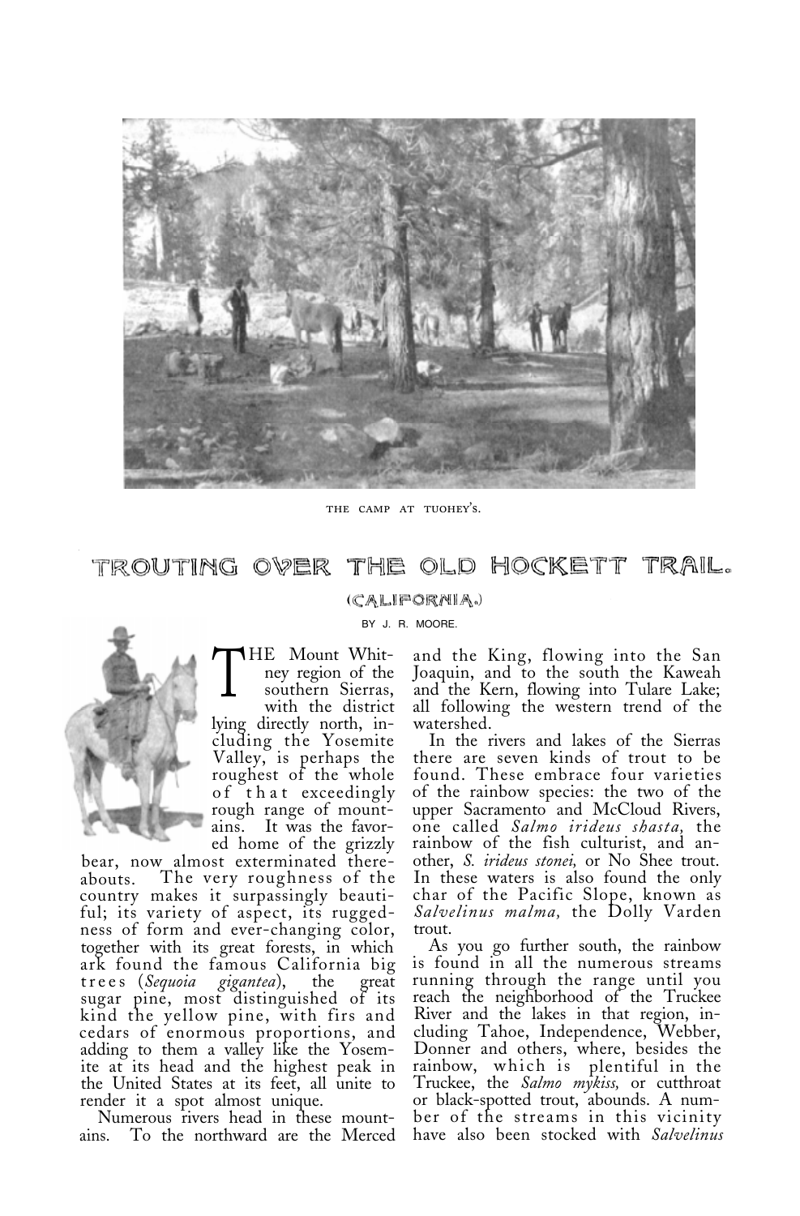THE CAMP AT TUOHEY'S.

# TROUTING OVER THE OLD HOCKETT TRAIL.

## (CALIFORNIA.)

BY J. R. MOORE.

THE Mount Whitney region of the southern Sierras, with the district lying directly north, including the Yosemite Valley, is perhaps the roughest of the whole of that exceedingly rough range of mountains. It was the favored home of the grizzly bear, now almost exterminated thereabouts. The very roughness of the country makes it surpassingly beautiful; its variety of aspect, its ruggedness of form and ever-changing color, together with its great forests, in which ark found the famous California big trees (*Sequoia gigantea*), the great sugar pine, most distinguished of its kind the yellow pine, with firs and cedars of enormous proportions, and adding to them a valley like the Yosemite at its head and the highest peak in the United States at its feet, all unite to render it a spot almost unique.

Numerous rivers head in these mountains. To the northward are the Merced and the King, flowing into the San Joaquin, and to the south the Kaweah and the Kern, flowing into Tulare Lake; all following the western trend of the watershed.

In the rivers and lakes of the Sierras there are seven kinds of trout to be found. These embrace four varieties of the rainbow species: the two of the upper Sacramento and McCloud Rivers, one called *Salmo irideus shasta*, the rainbow of the fish culturist, and another, *S. irideus stonei*, or No Shee trout. In these waters is also found the only char of the Pacific Slope, known as *Salvelinus malma*, the Dolly Varden trout.

As you go further south, the rainbow is found in all the numerous streams running through the range until you reach the neighborhood of the Truckee River and the lakes in that region, including Tahoe, Independence, Webber, Donner and others, where, besides the rainbow, which is plentiful in the Truckee, the *Salmo mykiss*, or cutthroat or black-spotted trout, abounds. A number of the streams in this vicinity have also been stocked with *Salvelinus*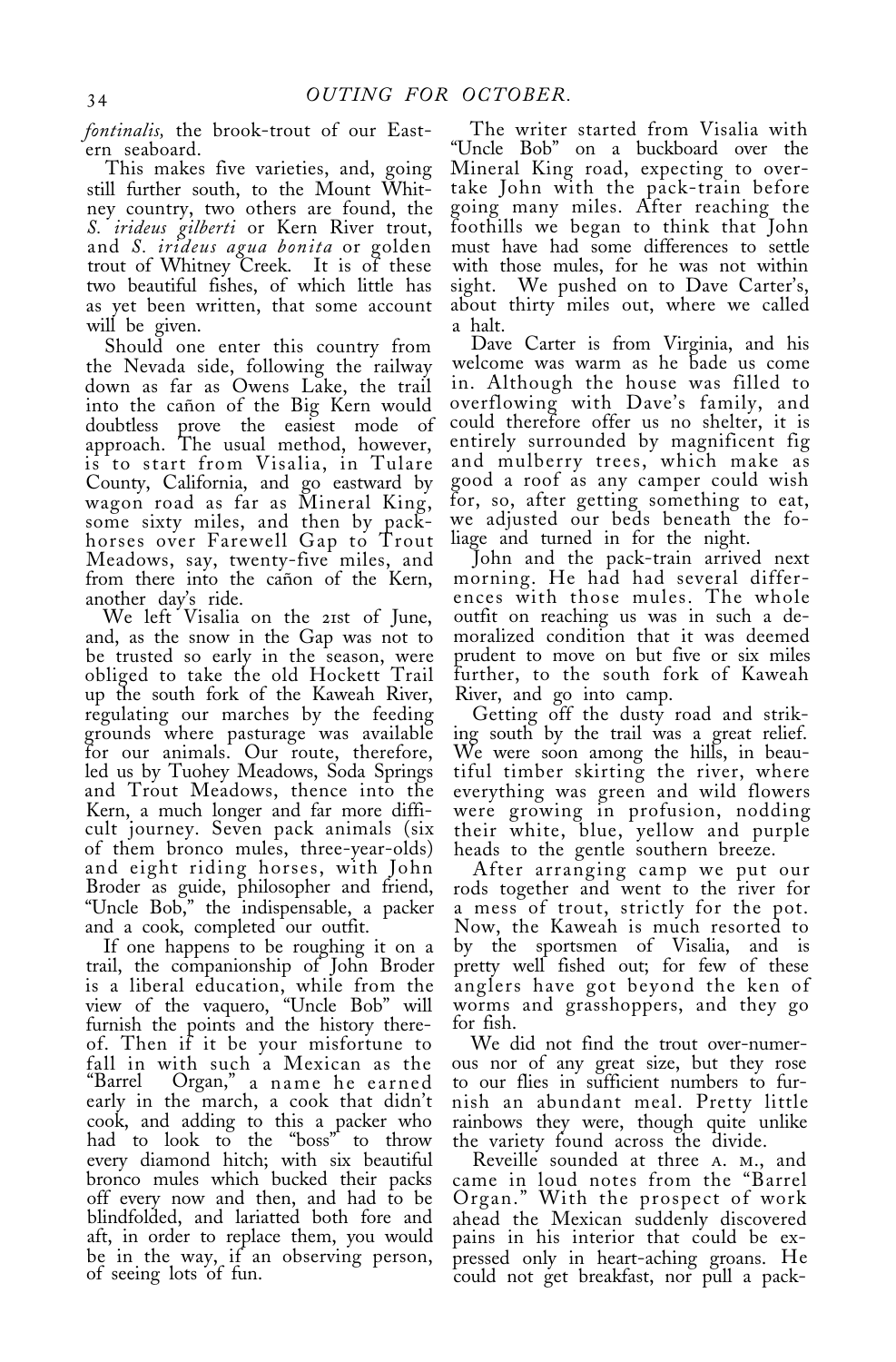*fontinalis,* the brook-trout of our Eastern seaboard.

This makes five varieties, and, going still further south, to the Mount Whitney country, two others are found, the *S. irideus gilberti* or Kern River trout, and *S. irideus agua bonita* or golden trout of Whitney Creek. It is of these two beautiful fishes, of which little has as yet been written, that some account will be given.

Should one enter this country from the Nevada side, following the railway down as far as Owens Lake, the trail into the cañon of the Big Kern would doubtless prove the easiest mode of approach. The usual method, however, is to start from Visalia, in Tulare County, California, and go eastward by wagon road as far as Mineral King, some sixty miles, and then by pack-horses over Farewell Gap to Trout Meadows, say, twenty-five miles, and from there into the cañon of the Kern, another day's ride.

We left Visalia on the 21st of June, and, as the snow in the Gap was not to be trusted so early in the season, were obliged to take the old Hockett Trail up the south fork of the Kaweah River, regulating our marches by the feeding grounds where pasturage was available for our animals. Our route, therefore, led us by Tuohey Meadows, Soda Springs and Trout Meadows, thence into the Kern, a much longer and far more difficult journey. Seven pack animals (six of them bronco mules, three-year-olds) and eight riding horses, with John Broder as guide, philosopher and friend, "Uncle Bob," the indispensable, a packer and a cook, completed our outfit.

If one happens to be roughing it on a trail, the companionship of John Broder is a liberal education, while from the view of the vaquero, "Uncle Bob" will furnish the points and the history thereof. Then if it be your misfortune to fall in with such a Mexican as the "Barrel Organ," a name he earned early in the march, a cook that didn't cook, and adding to this a packer who had to look to the "boss" to throw every diamond hitch; with six beautiful bronco mules which bucked their packs off every now and then, and had to be blindfolded, and lariatted both fore and aft, in order to replace them, you would be in the way, if an observing person, of seeing lots of fun.

The writer started from Visalia with "Uncle Bob" on a buckboard over the Mineral King road, expecting to overtake John with the pack-train before going many miles. After reaching the foothills we began to think that John must have had some differences to settle with those mules, for he was not within sight. We pushed on to Dave Carter's, about thirty miles out, where we called a halt.

Dave Carter is from Virginia, and his welcome was warm as he bade us come in. Although the house was filled to overflowing with Dave's family, and could therefore offer us no shelter, it is entirely surrounded by magnificent fig and mulberry trees, which make as good a roof as any camper could wish for, so, after getting something to eat, we adjusted our beds beneath the foliage and turned in for the night.

John and the pack-train arrived next morning. He had had several differences with those mules. The whole outfit on reaching us was in such a demoralized condition that it was deemed prudent to move on but five or six miles further, to the south fork of Kaweah River, and go into camp.

Getting off the dusty road and striking south by the trail was a great relief. We were soon among the hills, in beautiful timber skirting the river, where everything was green and wild flowers were growing in profusion, nodding their white, blue, yellow and purple heads to the gentle southern breeze.

After arranging camp we put our rods together and went to the river for a mess of trout, strictly for the pot. Now, the Kaweah is much resorted to by the sportsmen of Visalia, and is pretty well fished out; for few of these anglers have got beyond the ken of worms and grasshoppers, and they go for fish.

We did not find the trout over-numerous nor of any great size, but they rose to our flies in sufficient numbers to furnish an abundant meal. Pretty little rainbows they were, though quite unlike the variety found across the divide.

Reveille sounded at three A. M., and came in loud notes from the "Barrel Organ." With the prospect of work ahead the Mexican suddenly discovered pains in his interior that could be expressed only in heart-aching groans. He could not get breakfast, nor pull a pack-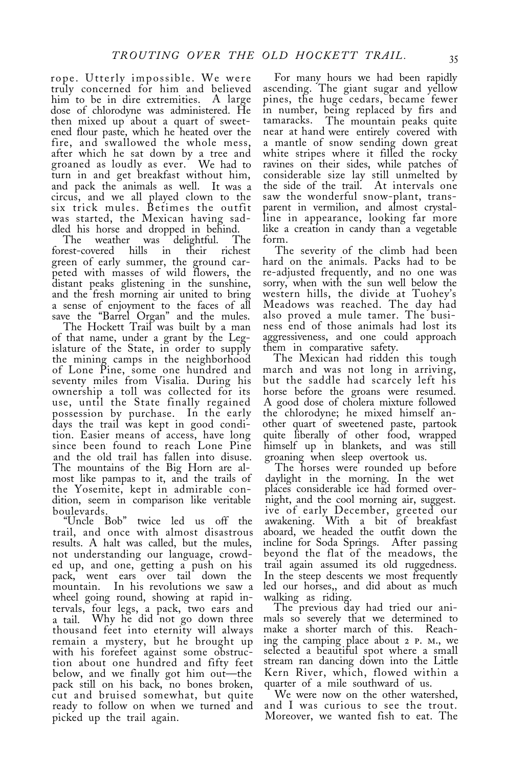rope. Utterly impossible. We were truly concerned for him and believed him to be in dire extremities. A large dose of chlorodyne was administered. He then mixed up about a quart of sweetened flour paste, which he heated over the fire, and swallowed the whole mess, after which he sat down by a tree and groaned as loudly as ever. We had to turn in and get breakfast without him, and pack the animals as well. It was a circus, and we all played clown to the six trick mules. Betimes the outfit was started, the Mexican having saddled his horse and dropped in behind.

The weather was delightful. The forest-covered hills in their richest green of early summer, the ground carpeted with masses of wild flowers, the distant peaks glistening in the sunshine, and the fresh morning air united to bring a sense of enjoyment to the faces of all save the "Barrel Organ" and the mules.

The Hockett Trail was built by a man of that name, under a grant by the Legislature of the State, in order to supply the mining camps in the neighborhood of Lone Pine, some one hundred and seventy miles from Visalia. During his ownership a toll was collected for its use, until the State finally regained possession by purchase. In the early days the trail was kept in good condition. Easier means of access, have long since been found to reach Lone Pine and the old trail has fallen into disuse. The mountains of the Big Horn are almost like pampas to it, and the trails of the Yosemite, kept in admirable condition, seem in comparison like veritable boulevards.

"Uncle Bob" twice led us off the trail, and once with almost disastrous results. A halt was called, but the mules, not understanding our language, crowded up, and one, getting a push on his pack, went ears over tail down the mountain. In his revolutions we saw a wheel going round, showing at rapid intervals, four legs, a pack, two ears and a tail. Why he did not go down three thousand feet into eternity will always remain a mystery, but he brought up with his forefeet against some obstruction about one hundred and fifty feet below, and we finally got him out—the pack still on his back, no bones broken, cut and bruised somewhat, but quite ready to follow on when we turned and picked up the trail again.

For many hours we had been rapidly ascending. The giant sugar and yellow pines, the huge cedars, became fewer in number, being replaced by firs and tamaracks. The mountain peaks quite near at hand were entirely covered with a mantle of snow sending down great white stripes where it filled the rocky ravines on their sides, while patches of considerable size lay still unmelted by the side of the trail. At intervals one saw the wonderful snow-plant, transparent in vermilion, and almost crystalline in appearance, looking far more like a creation in candy than a vegetable form.

The severity of the climb had been hard on the animals. Packs had to be re-adjusted frequently, and no one was sorry, when with the sun well below the western hills, the divide at Tuohey's Meadows was reached. The day had also proved a mule tamer. The business end of those animals had lost its aggressiveness, and one could approach them in comparative safety.

The Mexican had ridden this tough march and was not long in arriving, but the saddle had scarcely left his horse before the groans were resumed. A good dose of cholera mixture followed the chlorodyne; he mixed himself another quart of sweetened paste, partook quite liberally of other food, wrapped himself up in blankets, and was still groaning when sleep overtook us.

The horses were rounded up before daylight in the morning. In the wet places considerable ice had formed overnight, and the cool morning air, suggestive of early December, greeted our awakening. With a bit of breakfast aboard, we headed the outfit down the incline for Soda Springs. After passing beyond the flat of the meadows, the trail again assumed its old ruggedness. In the steep descents we most frequently led our horses,, and did about as much walking as riding.

The previous day had tried our animals so severely that we determined to make a shorter march of this. Reaching the camping place about 2 P. M., we selected a beautiful spot where a small stream ran dancing down into the Little Kern River, which, flowed within a quarter of a mile southward of us.

We were now on the other watershed, and I was curious to see the trout. Moreover, we wanted fish to eat. The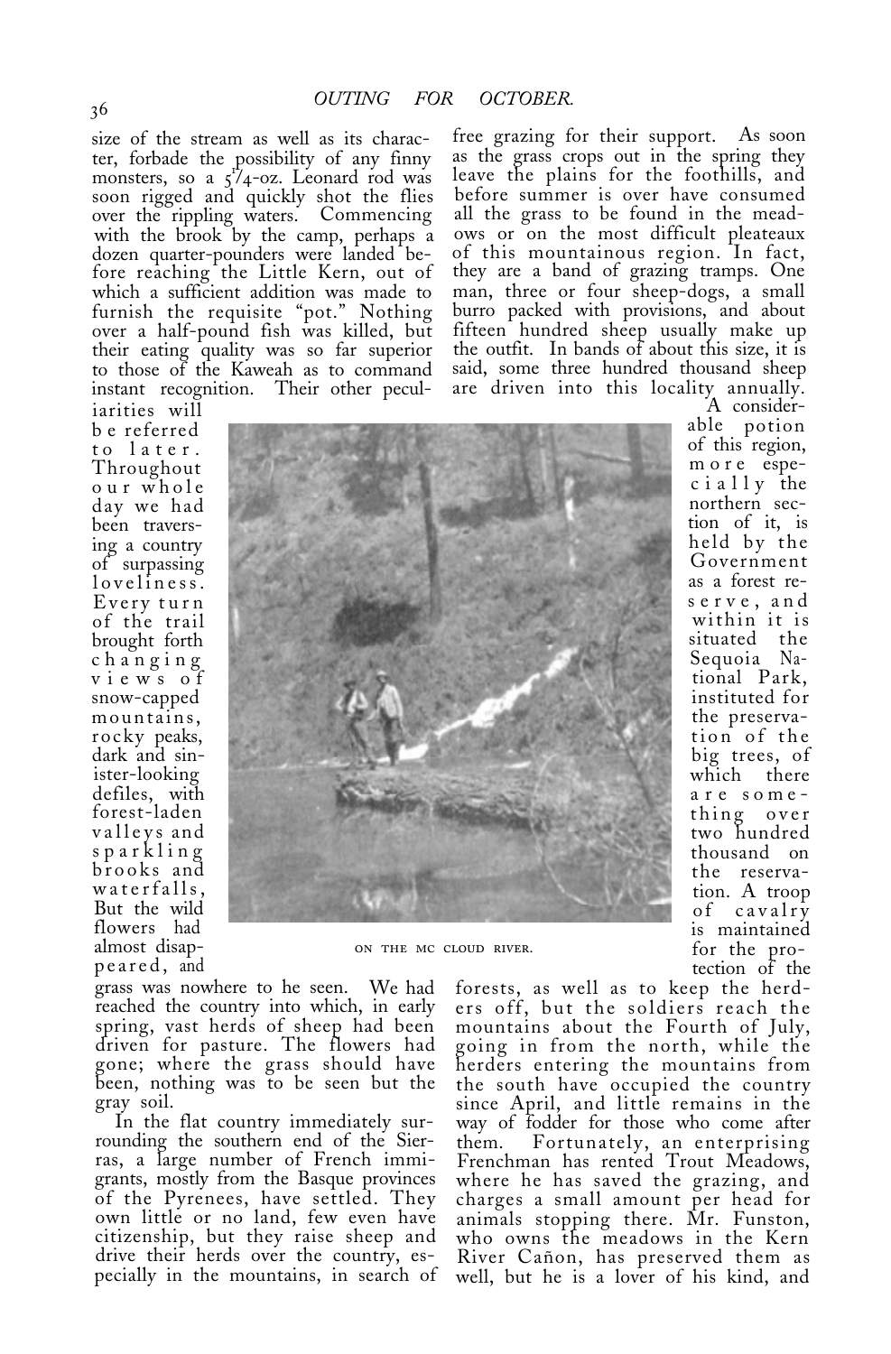size of the stream as well as its character, forbade the possibility of any finny monsters, so a $5\frac{1}{4}$-oz. Leonard rod was soon rigged and quickly shot the flies over the rippling waters. Commencing with the brook by the camp, perhaps a dozen quarter-pounders were landed before reaching the Little Kern, out of which a sufficient addition was made to furnish the requisite "pot." Nothing over a half-pound fish was killed, but their eating quality was so far superior to those of the Kaweah as to command instant recognition. Their other peculiarities will be referred to later. Throughout our whole day we had been traversing a country of surpassing loveliness. Every turn of the trail brought forth changing views of snow-capped mountains, rocky peaks, dark and sinister-looking defiles, with forest-laden valleys and sparkling brooks and waterfalls, But the wild flowers had almost disappeared, and grass was nowhere to he seen. We had reached the country into which, in early spring, vast herds of sheep had been driven for pasture. The flowers had gone; where the grass should have been, nothing was to be seen but the gray soil.

ON THE MC CLOUD RIVER.

In the flat country immediately surrounding the southern end of the Sierras, a large number of French immigrants, mostly from the Basque provinces of the Pyrenees, have settled. They own little or no land, few even have citizenship, but they raise sheep and drive their herds over the country, especially in the mountains, in search of free grazing for their support. As soon as the grass crops out in the spring they leave the plains for the foothills, and before summer is over have consumed all the grass to be found in the meadows or on the most difficult pleateaux of this mountainous region. In fact, they are a band of grazing tramps. One man, three or four sheep-dogs, a small burro packed with provisions, and about fifteen hundred sheep usually make up the outfit. In bands of about this size, it is said, some three hundred thousand sheep are driven into this locality annually.

A considerable potion of this region, more especially the northern section of it, is held by the Government as a forest reserve, and within it is situated the Sequoia National Park, instituted for the preservation of the big trees, of which there are something over two hundred thousand on the reservation. A troop of cavalry is maintained for the protection of the forests, as well as to keep the herders off, but the soldiers reach the mountains about the Fourth of July, going in from the north, while the herders entering the mountains from the south have occupied the country since April, and little remains in the way of fodder for those who come after them. Fortunately, an enterprising Frenchman has rented Trout Meadows, where he has saved the grazing, and charges a small amount per head for animals stopping there. Mr. Funston, who owns the meadows in the Kern River Cañon, has preserved them as well, but he is a lover of his kind, and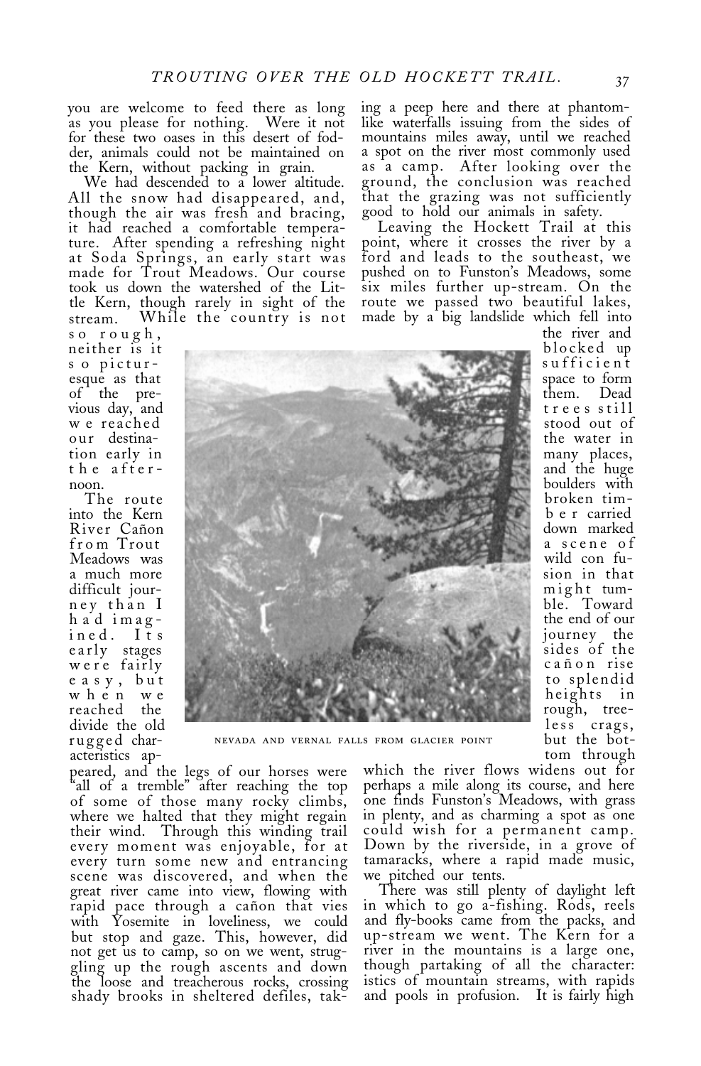you are welcome to feed there as long as you please for nothing. Were it not for these two oases in this desert of fodder, animals could not be maintained on the Kern, without packing in grain.

We had descended to a lower altitude. All the snow had disappeared, and, though the air was fresh and bracing, it had reached a comfortable temperature. After spending a refreshing night at Soda Springs, an early start was made for Trout Meadows. Our course took us down the watershed of the Little Kern, though rarely in sight of the stream. While the country is not so rough, neither is it so picturesque as that of the previous day, and we reached our destination early in the afternoon.

The route into the Kern River Cañon from Trout Meadows was a much more difficult journey than I had imagined. Its early stages were fairly easy, but when we reached the divide the old rugged characteristics appeared, and the legs of our horses were "all of a tremble" after reaching the top of some of those many rocky climbs, where we halted that they might regain their wind. Through this winding trail every moment was enjoyable, for at every turn some new and entrancing scene was discovered, and when the great river came into view, flowing with rapid pace through a cañon that vies with Yosemite in loveliness, we could but stop and gaze. This, however, did not get us to camp, so on we went, struggling up the rough ascents and down the loose and treacherous rocks, crossing shady brooks in sheltered defiles, taking a peep here and there at phantom-like waterfalls issuing from the sides of mountains miles away, until we reached a spot on the river most commonly used as a camp. After looking over the ground, the conclusion was reached that the grazing was not sufficiently good to hold our animals in safety.

Leaving the Hockett Trail at this point, where it crosses the river by a ford and leads to the southeast, we pushed on to Funston's Meadows, some six miles further up-stream. On the route we passed two beautiful lakes, made by a big landslide which fell into the river and blocked up sufficient space to form them. Dead trees still stood out of the water in many places, and the huge boulders with broken timber carried down marked a scene of wild con fusion in that might tumble. Toward the end of our journey the sides of the cañon rise to splendid heights in rough, treeless crags, but the bottom through which the river flows widens out for perhaps a mile along its course, and here one finds Funston's Meadows, with grass in plenty, and as charming a spot as one could wish for a permanent camp. Down by the riverside, in a grove of tamaracks, where a rapid made music, we pitched our tents.

NEVADA AND VERNAL FALLS FROM GLACIER POINT

There was still plenty of daylight left in which to go a-fishing. Rods, reels and fly-books came from the packs, and up-stream we went. The Kern for a river in the mountains is a large one, though partaking of all the characteristics of mountain streams, with rapids and pools in profusion. It is fairly high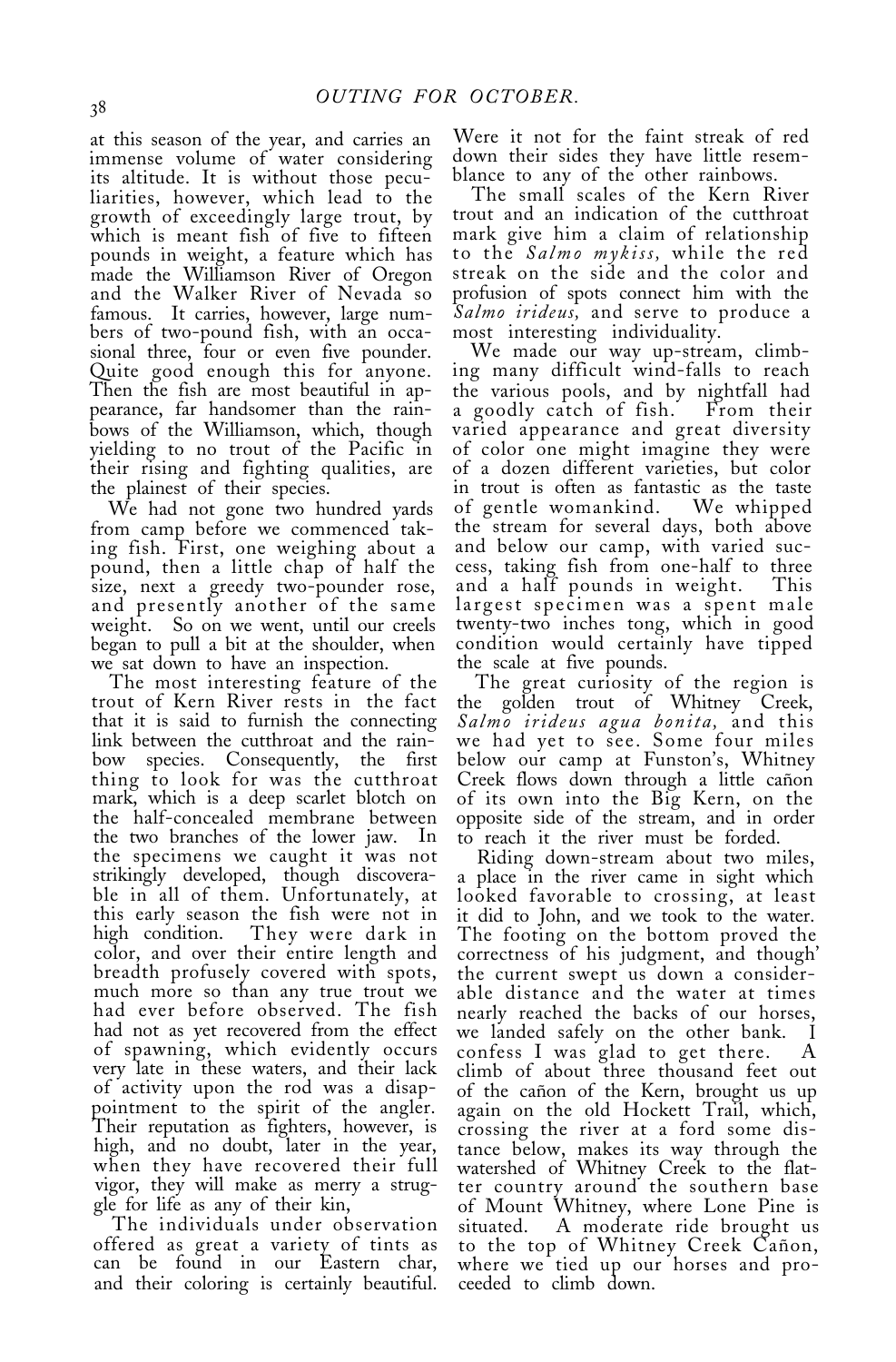at this season of the year, and carries an immense volume of water considering its altitude. It is without those peculiarities, however, which lead to the growth of exceedingly large trout, by which is meant fish of five to fifteen pounds in weight, a feature which has made the Williamson River of Oregon and the Walker River of Nevada so famous. It carries, however, large numbers of two-pound fish, with an occasional three, four or even five pounder. Quite good enough this for anyone. Then the fish are most beautiful in appearance, far handsomer than the rainbows of the Williamson, which, though yielding to no trout of the Pacific in their rising and fighting qualities, are the plainest of their species.

We had not gone two hundred yards from camp before we commenced taking fish. First, one weighing about a pound, then a little chap of half the size, next a greedy two-pounder rose, and presently another of the same weight. So on we went, until our creels began to pull a bit at the shoulder, when we sat down to have an inspection.

The most interesting feature of the trout of Kern River rests in the fact that it is said to furnish the connecting link between the cutthroat and the rainbow species. Consequently, the first thing to look for was the cutthroat mark, which is a deep scarlet blotch on the half-concealed membrane between the two branches of the lower jaw. In the specimens we caught it was not strikingly developed, though discoverable in all of them. Unfortunately, at this early season the fish were not in high condition. They were dark in color, and over their entire length and breadth profusely covered with spots, much more so than any true trout we had ever before observed. The fish had not as yet recovered from the effect of spawning, which evidently occurs very late in these waters, and their lack of activity upon the rod was a disappointment to the spirit of the angler. Their reputation as fighters, however, is high, and no doubt, later in the year, when they have recovered their full vigor, they will make as merry a struggle for life as any of their kin,

The individuals under observation offered as great a variety of tints as can be found in our Eastern char, and their coloring is certainly beautiful. Were it not for the faint streak of red down their sides they have little resemblance to any of the other rainbows.

The small scales of the Kern River trout and an indication of the cutthroat mark give him a claim of relationship to the *Salmo mykiss,* while the red streak on the side and the color and profusion of spots connect him with the *Salmo irideus,* and serve to produce a most interesting individuality.

We made our way up-stream, climbing many difficult wind-falls to reach the various pools, and by nightfall had a goodly catch of fish. From their varied appearance and great diversity of color one might imagine they were of a dozen different varieties, but color in trout is often as fantastic as the taste of gentle womankind. We whipped the stream for several days, both above and below our camp, with varied success, taking fish from one-half to three and a half pounds in weight. This largest specimen was a spent male twenty-two inches tong, which in good condition would certainly have tipped the scale at five pounds.

The great curiosity of the region is the golden trout of Whitney Creek, *Salmo irideus agua bonita,* and this we had yet to see. Some four miles below our camp at Funston's, Whitney Creek flows down through a little cañon of its own into the Big Kern, on the opposite side of the stream, and in order to reach it the river must be forded.

Riding down-stream about two miles, a place in the river came in sight which looked favorable to crossing, at least it did to John, and we took to the water. The footing on the bottom proved the correctness of his judgment, and though' the current swept us down a considerable distance and the water at times nearly reached the backs of our horses, we landed safely on the other bank. I confess I was glad to get there. A climb of about three thousand feet out of the cañon of the Kern, brought us up again on the old Hockett Trail, which, crossing the river at a ford some distance below, makes its way through the watershed of Whitney Creek to the flatter country around the southern base of Mount Whitney, where Lone Pine is situated. A moderate ride brought us to the top of Whitney Creek Cañon, where we tied up our horses and proceeded to climb down.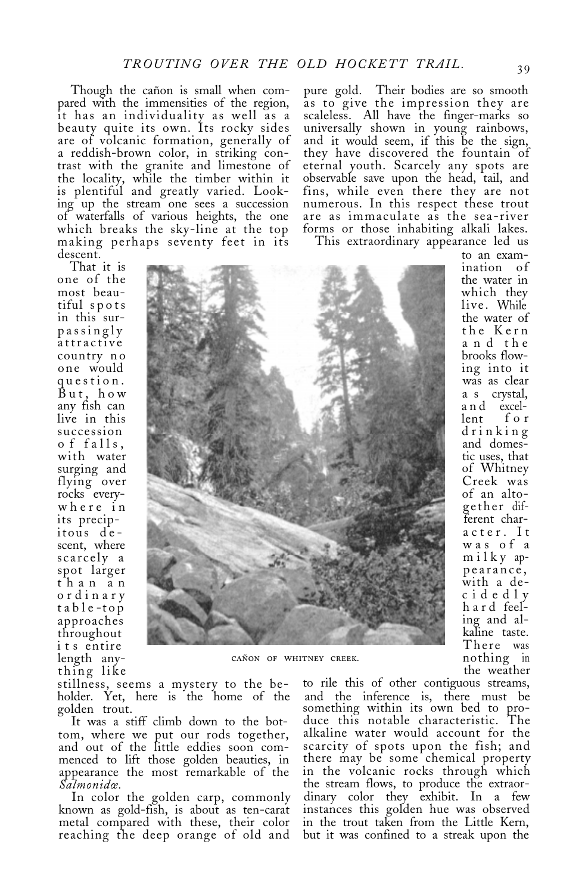Though the cañon is small when compared with the immensities of the region, it has an individuality as well as a beauty quite its own. Its rocky sides are of volcanic formation, generally of a reddish-brown color, in striking contrast with the granite and limestone of the locality, while the timber within it is plentiful and greatly varied. Looking up the stream one sees a succession of waterfalls of various heights, the one which breaks the sky-line at the top making perhaps seventy feet in its descent.

That it is one of the most beautiful spots in this surpassingly attractive country no one would question. But, how any fish can live in this succession of falls, with water surging and flying over rocks everywhere in its precipitous descent, where scarcely a spot larger than an ordinary table-top approaches throughout its entire length anything like stillness, seems a mystery to the beholder. Yet, here is the home of the golden trout.

CAÑON OF WHITNEY CREEK.

It was a stiff climb down to the bottom, where we put our rods together, and out of the little eddies soon commenced to lift those golden beauties, in appearance the most remarkable of the *Salmonidæ.*

In color the golden carp, commonly known as gold-fish, is about as ten-carat metal compared with these, their color reaching the deep orange of old and pure gold. Their bodies are so smooth as to give the impression they are scaleless. All have the finger-marks so universally shown in young rainbows, and it would seem, if this be the sign, they have discovered the fountain of eternal youth. Scarcely any spots are observable save upon the head, tail, and fins, while even there they are not numerous. In this respect these trout are as immaculate as the sea-river forms or those inhabiting alkali lakes.

This extraordinary appearance led us to an examination of the water in which they live. While the water of the Kern and the brooks flowing into it was as clear as crystal, and excellent for drinking and domestic uses, that of Whitney Creek was of an altogether different character. It was of a milky appearance, with a decidedly hard feeling and alkaline taste. There was nothing in the weather to rile this of other contiguous streams, and the inference is, there must be something within its own bed to produce this notable characteristic. The alkaline water would account for the scarcity of spots upon the fish; and there may be some chemical property in the volcanic rocks through which the stream flows, to produce the extraordinary color they exhibit. In a few instances this golden hue was observed in the trout taken from the Little Kern, but it was confined to a streak upon the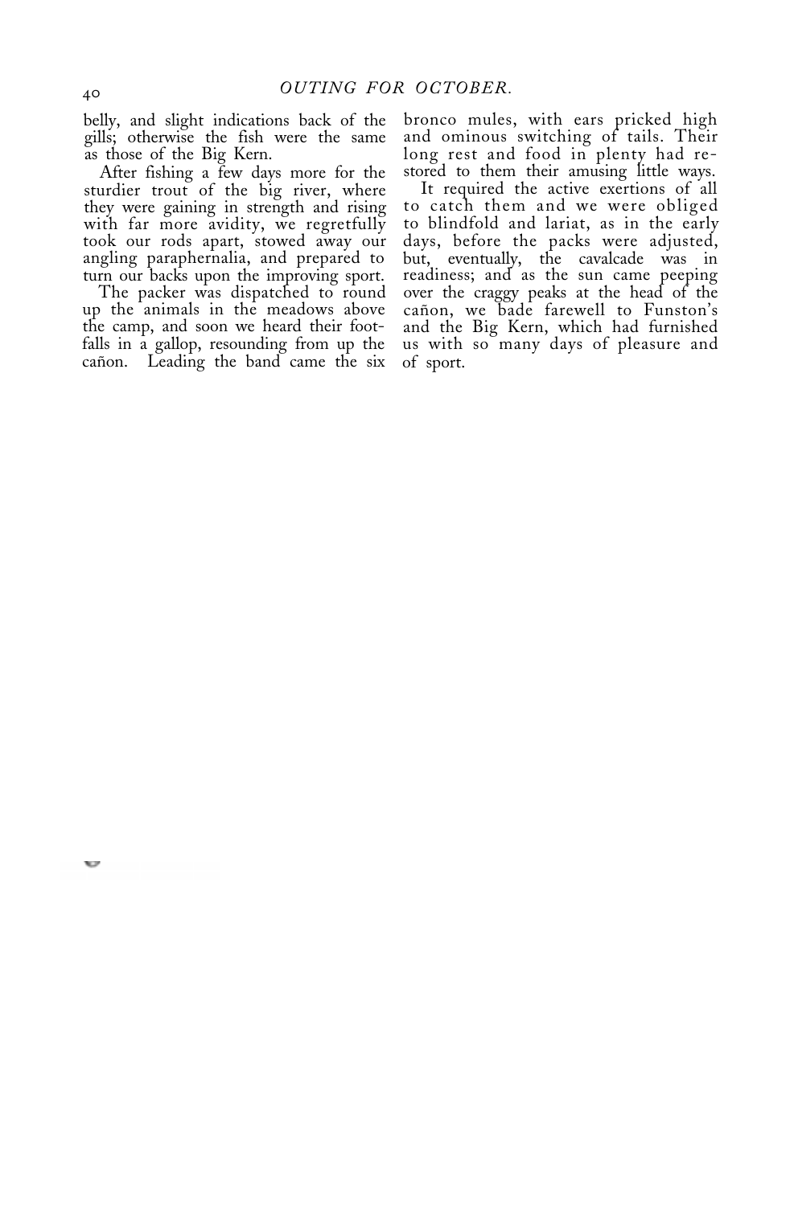belly, and slight indications back of the gills; otherwise the fish were the same as those of the Big Kern.

After fishing a few days more for the sturdier trout of the big river, where they were gaining in strength and rising with far more avidity, we regretfully took our rods apart, stowed away our angling paraphernalia, and prepared to turn our backs upon the improving sport.

The packer was dispatched to round up the animals in the meadows above the camp, and soon we heard their footfalls in a gallop, resounding from up the cañon. Leading the band came the six bronco mules, with ears pricked high and ominous switching of tails. Their long rest and food in plenty had restored to them their amusing little ways.

It required the active exertions of all to catch them and we were obliged to blindfold and lariat, as in the early days, before the packs were adjusted, but, eventually, the cavalcade was in readiness; and as the sun came peeping over the craggy peaks at the head of the cañon, we bade farewell to Funston's and the Big Kern, which had furnished us with so many days of pleasure and of sport.